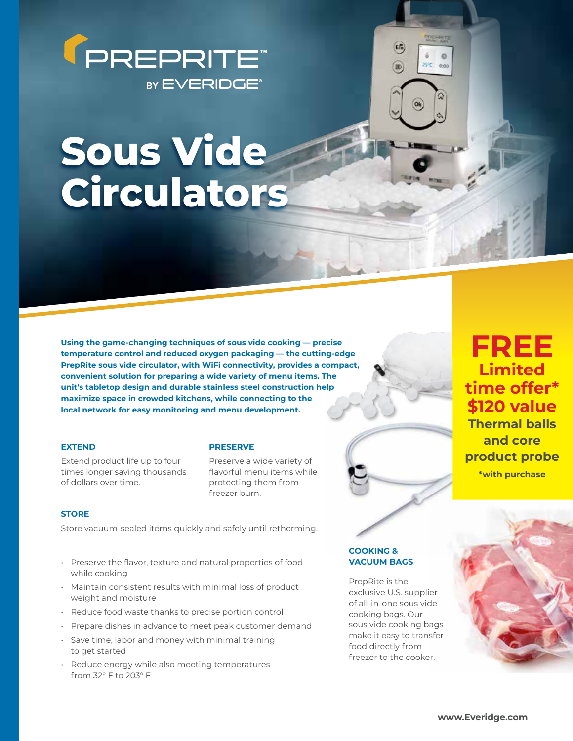PREPRITE™
BY EVERIDGE®

# Sous Vide Circulators

**Using the game-changing techniques of sous vide cooking — precise temperature control and reduced oxygen packaging — the cutting-edge PrepRite sous vide circulator, with WiFi connectivity, provides a compact, convenient solution for preparing a wide variety of menu items. The unit's tabletop design and durable stainless steel construction help maximize space in crowded kitchens, while connecting to the local network for easy monitoring and menu development.**

### EXTEND

Extend product life up to four times longer saving thousands of dollars over time.

### PRESERVE

Preserve a wide variety of flavorful menu items while protecting them from freezer burn.

### STORE

Store vacuum-sealed items quickly and safely until retherming.

- Preserve the flavor, texture and natural properties of food while cooking
- Maintain consistent results with minimal loss of product weight and moisture
- Reduce food waste thanks to precise portion control
- Prepare dishes in advance to meet peak customer demand
- Save time, labor and money with minimal training to get started
- Reduce energy while also meeting temperatures from 32° F to 203° F

## FREE

**Limited time offer***
**$120 value**
**Thermal balls and core product probe**
***with purchase**

### COOKING & VACUUM BAGS

PrepRite is the exclusive U.S. supplier of all-in-one sous vide cooking bags. Our sous vide cooking bags make it easy to transfer food directly from freezer to the cooker.

**www.Everidge.com**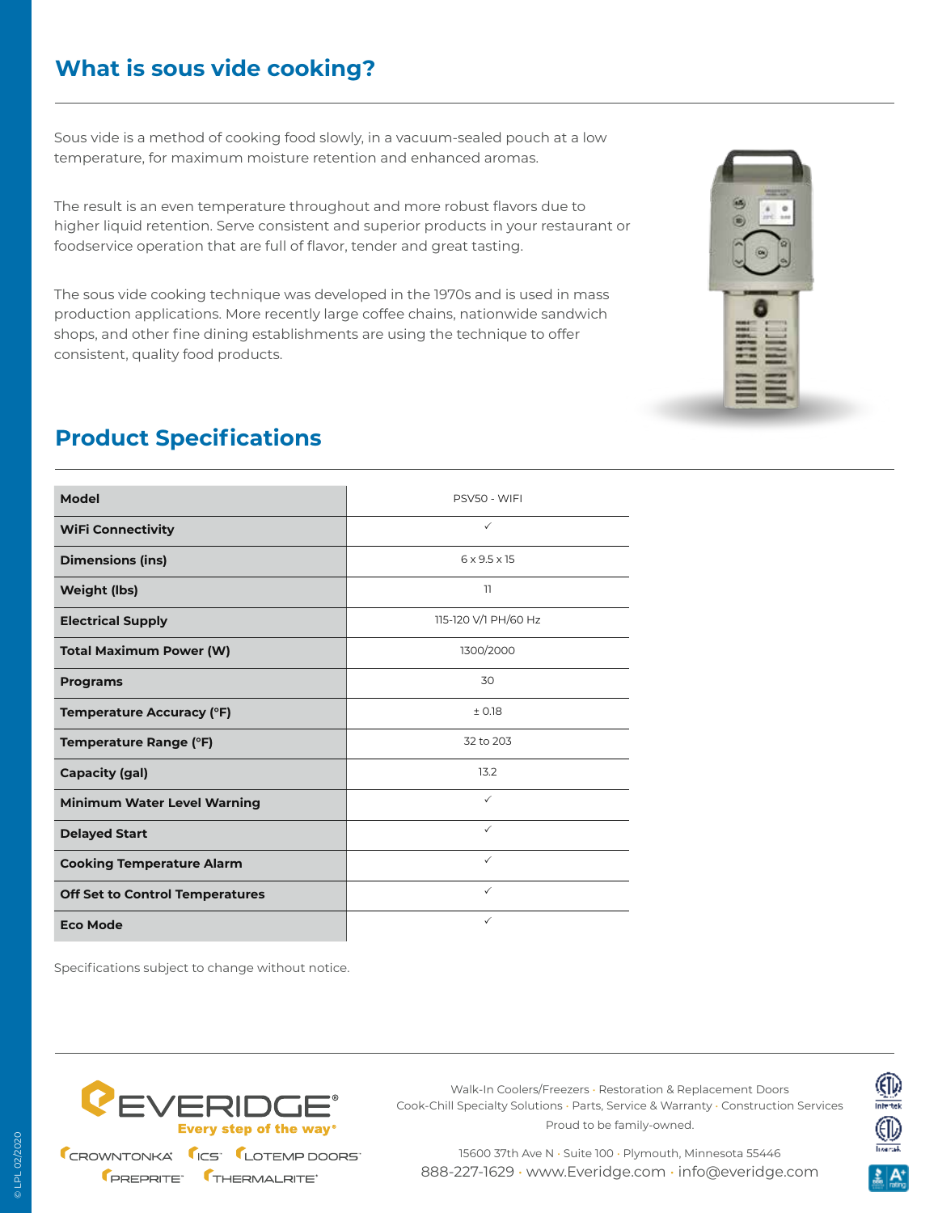## What is sous vide cooking?

Sous vide is a method of cooking food slowly, in a vacuum-sealed pouch at a low temperature, for maximum moisture retention and enhanced aromas.

The result is an even temperature throughout and more robust flavors due to higher liquid retention. Serve consistent and superior products in your restaurant or foodservice operation that are full of flavor, tender and great tasting.

The sous vide cooking technique was developed in the 1970s and is used in mass production applications. More recently large coffee chains, nationwide sandwich shops, and other fine dining establishments are using the technique to offer consistent, quality food products.

## Product Specifications

| | |
|---|---|
| **Model** | PSV50 - WIFI |
| **WiFi Connectivity** | ✓ |
| **Dimensions (ins)** | 6 x 9.5 x 15 |
| **Weight (lbs)** | 11 |
| **Electrical Supply** | 115-120 V/1 PH/60 Hz |
| **Total Maximum Power (W)** | 1300/2000 |
| **Programs** | 30 |
| **Temperature Accuracy (°F)** | ± 0.18 |
| **Temperature Range (°F)** | 32 to 203 |
| **Capacity (gal)** | 13.2 |
| **Minimum Water Level Warning** | ✓ |
| **Delayed Start** | ✓ |
| **Cooking Temperature Alarm** | ✓ |
| **Off Set to Control Temperatures** | ✓ |
| **Eco Mode** | ✓ |

Specifications subject to change without notice.

EVERIDGE® Every step of the way®

CROWNTONKA® ICS® LOTEMP DOORS® PREPRITE® THERMALRITE®

Walk-In Coolers/Freezers · Restoration & Replacement Doors
Cook-Chill Specialty Solutions · Parts, Service & Warranty · Construction Services
Proud to be family-owned.

15600 37th Ave N · Suite 100 · Plymouth, Minnesota 55446
888-227-1629 · www.Everidge.com · info@everidge.com

© LPL 02/2020